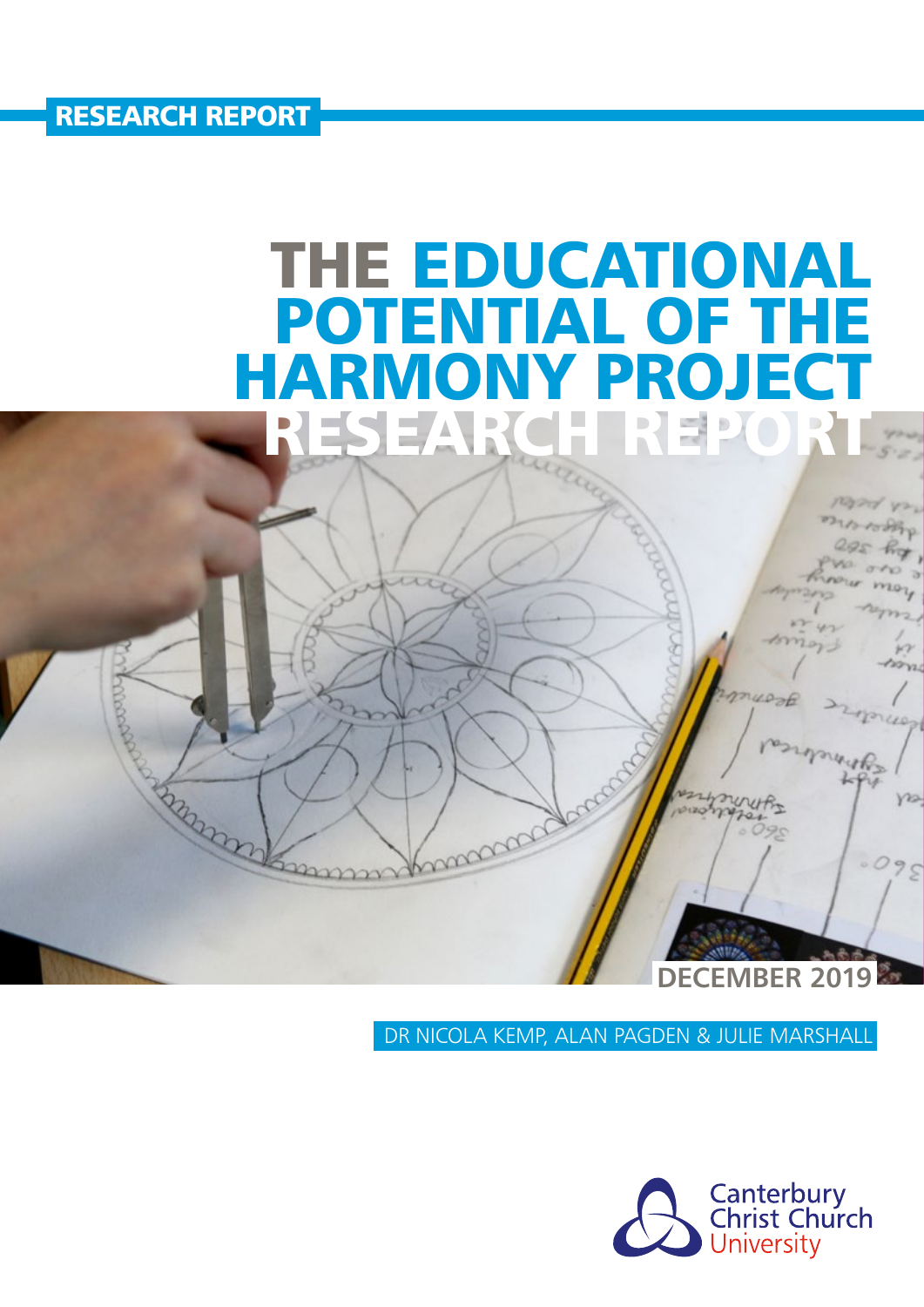RESEARCH REPORT

# THE EDUCATIONAL POTENTIAL OF THE HARMONY PROJECT RESEARCH REPORT

DECEMBER 2019

DR NICOLA KEMP, ALAN PAGDEN & JULIE MARSHALL

Canterbury Christ Church University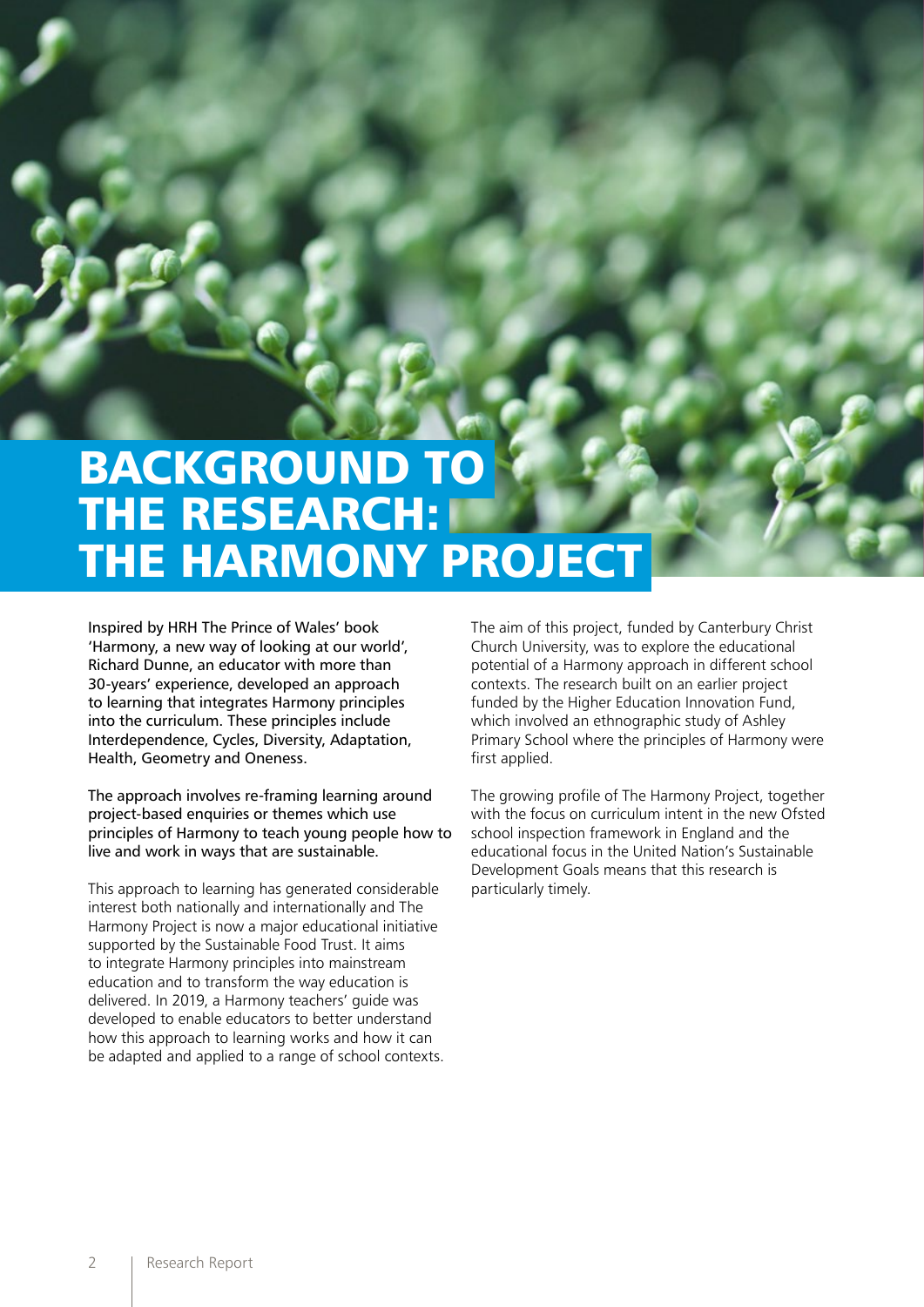# BACKGROUND TO THE RESEARCH: THE HARMONY PROJECT

Inspired by HRH The Prince of Wales' book 'Harmony, a new way of looking at our world', Richard Dunne, an educator with more than 30-years' experience, developed an approach to learning that integrates Harmony principles into the curriculum. These principles include Interdependence, Cycles, Diversity, Adaptation, Health, Geometry and Oneness.

The approach involves re-framing learning around project-based enquiries or themes which use principles of Harmony to teach young people how to live and work in ways that are sustainable.

This approach to learning has generated considerable interest both nationally and internationally and The Harmony Project is now a major educational initiative supported by the Sustainable Food Trust. It aims to integrate Harmony principles into mainstream education and to transform the way education is delivered. In 2019, a Harmony teachers' guide was developed to enable educators to better understand how this approach to learning works and how it can be adapted and applied to a range of school contexts.

The aim of this project, funded by Canterbury Christ Church University, was to explore the educational potential of a Harmony approach in different school contexts. The research built on an earlier project funded by the Higher Education Innovation Fund, which involved an ethnographic study of Ashley Primary School where the principles of Harmony were first applied.

The growing profile of The Harmony Project, together with the focus on curriculum intent in the new Ofsted school inspection framework in England and the educational focus in the United Nation's Sustainable Development Goals means that this research is particularly timely.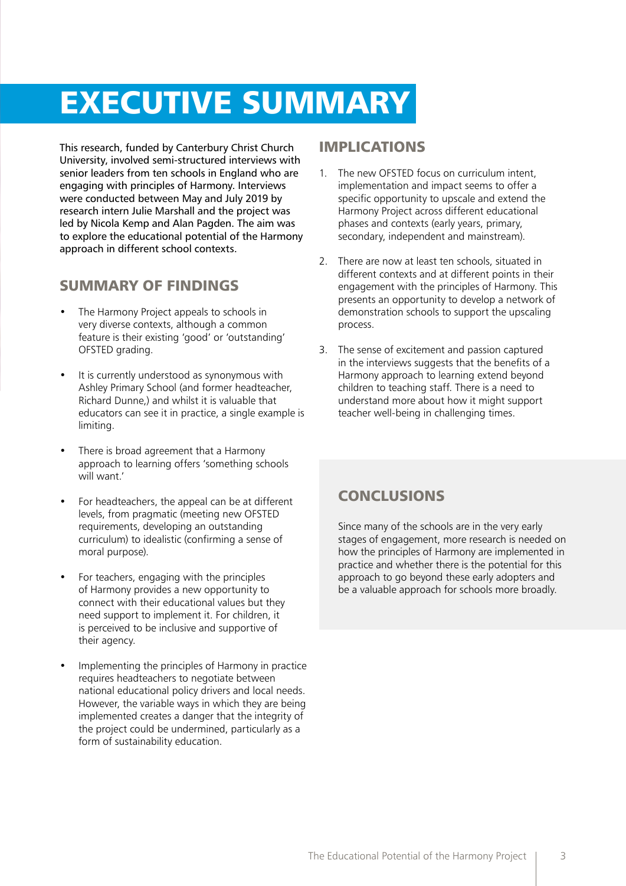# EXECUTIVE SUMMARY

This research, funded by Canterbury Christ Church University, involved semi-structured interviews with senior leaders from ten schools in England who are engaging with principles of Harmony. Interviews were conducted between May and July 2019 by research intern Julie Marshall and the project was led by Nicola Kemp and Alan Pagden. The aim was to explore the educational potential of the Harmony approach in different school contexts.

## SUMMARY OF FINDINGS

- The Harmony Project appeals to schools in very diverse contexts, although a common feature is their existing 'good' or 'outstanding' OFSTED grading.
- It is currently understood as synonymous with Ashley Primary School (and former headteacher, Richard Dunne,) and whilst it is valuable that educators can see it in practice, a single example is limiting.
- There is broad agreement that a Harmony approach to learning offers 'something schools will want.'
- For headteachers, the appeal can be at different levels, from pragmatic (meeting new OFSTED requirements, developing an outstanding curriculum) to idealistic (confirming a sense of moral purpose).
- For teachers, engaging with the principles of Harmony provides a new opportunity to connect with their educational values but they need support to implement it. For children, it is perceived to be inclusive and supportive of their agency.
- Implementing the principles of Harmony in practice requires headteachers to negotiate between national educational policy drivers and local needs. However, the variable ways in which they are being implemented creates a danger that the integrity of the project could be undermined, particularly as a form of sustainability education.

## IMPLICATIONS

1. The new OFSTED focus on curriculum intent, implementation and impact seems to offer a specific opportunity to upscale and extend the Harmony Project across different educational phases and contexts (early years, primary, secondary, independent and mainstream).
2. There are now at least ten schools, situated in different contexts and at different points in their engagement with the principles of Harmony. This presents an opportunity to develop a network of demonstration schools to support the upscaling process.
3. The sense of excitement and passion captured in the interviews suggests that the benefits of a Harmony approach to learning extend beyond children to teaching staff. There is a need to understand more about how it might support teacher well-being in challenging times.

## CONCLUSIONS

Since many of the schools are in the very early stages of engagement, more research is needed on how the principles of Harmony are implemented in practice and whether there is the potential for this approach to go beyond these early adopters and be a valuable approach for schools more broadly.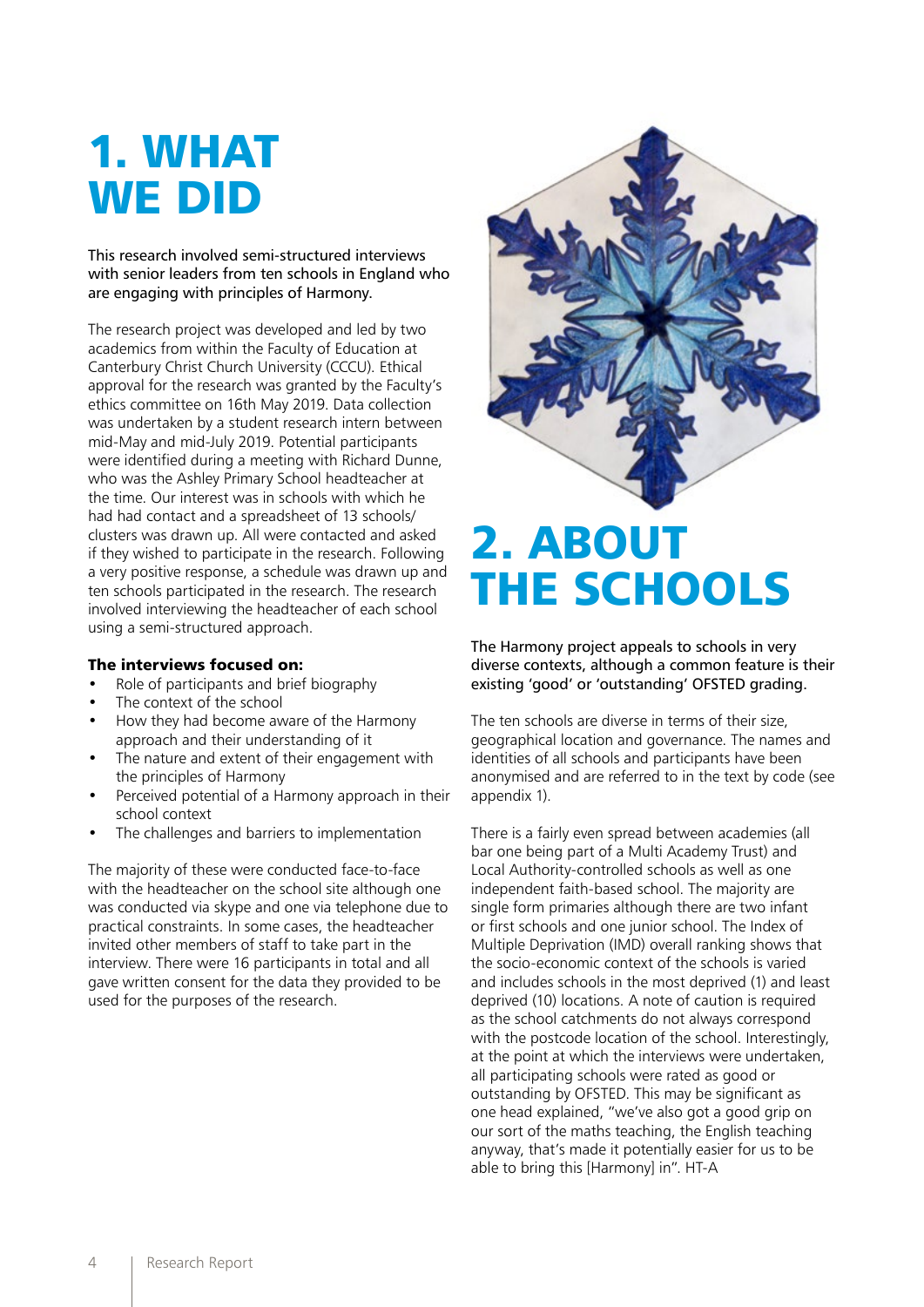# 1. WHAT WE DID

This research involved semi-structured interviews with senior leaders from ten schools in England who are engaging with principles of Harmony.

The research project was developed and led by two academics from within the Faculty of Education at Canterbury Christ Church University (CCCU). Ethical approval for the research was granted by the Faculty's ethics committee on 16th May 2019. Data collection was undertaken by a student research intern between mid-May and mid-July 2019. Potential participants were identified during a meeting with Richard Dunne, who was the Ashley Primary School headteacher at the time. Our interest was in schools with which he had had contact and a spreadsheet of 13 schools/ clusters was drawn up. All were contacted and asked if they wished to participate in the research. Following a very positive response, a schedule was drawn up and ten schools participated in the research. The research involved interviewing the headteacher of each school using a semi-structured approach.

**The interviews focused on:**

- Role of participants and brief biography
- The context of the school
- How they had become aware of the Harmony approach and their understanding of it
- The nature and extent of their engagement with the principles of Harmony
- Perceived potential of a Harmony approach in their school context
- The challenges and barriers to implementation

The majority of these were conducted face-to-face with the headteacher on the school site although one was conducted via skype and one via telephone due to practical constraints. In some cases, the headteacher invited other members of staff to take part in the interview. There were 16 participants in total and all gave written consent for the data they provided to be used for the purposes of the research.

# 2. ABOUT THE SCHOOLS

The Harmony project appeals to schools in very diverse contexts, although a common feature is their existing 'good' or 'outstanding' OFSTED grading.

The ten schools are diverse in terms of their size, geographical location and governance. The names and identities of all schools and participants have been anonymised and are referred to in the text by code (see appendix 1).

There is a fairly even spread between academies (all bar one being part of a Multi Academy Trust) and Local Authority-controlled schools as well as one independent faith-based school. The majority are single form primaries although there are two infant or first schools and one junior school. The Index of Multiple Deprivation (IMD) overall ranking shows that the socio-economic context of the schools is varied and includes schools in the most deprived (1) and least deprived (10) locations. A note of caution is required as the school catchments do not always correspond with the postcode location of the school. Interestingly, at the point at which the interviews were undertaken, all participating schools were rated as good or outstanding by OFSTED. This may be significant as one head explained, "we've also got a good grip on our sort of the maths teaching, the English teaching anyway, that's made it potentially easier for us to be able to bring this [Harmony] in". HT-A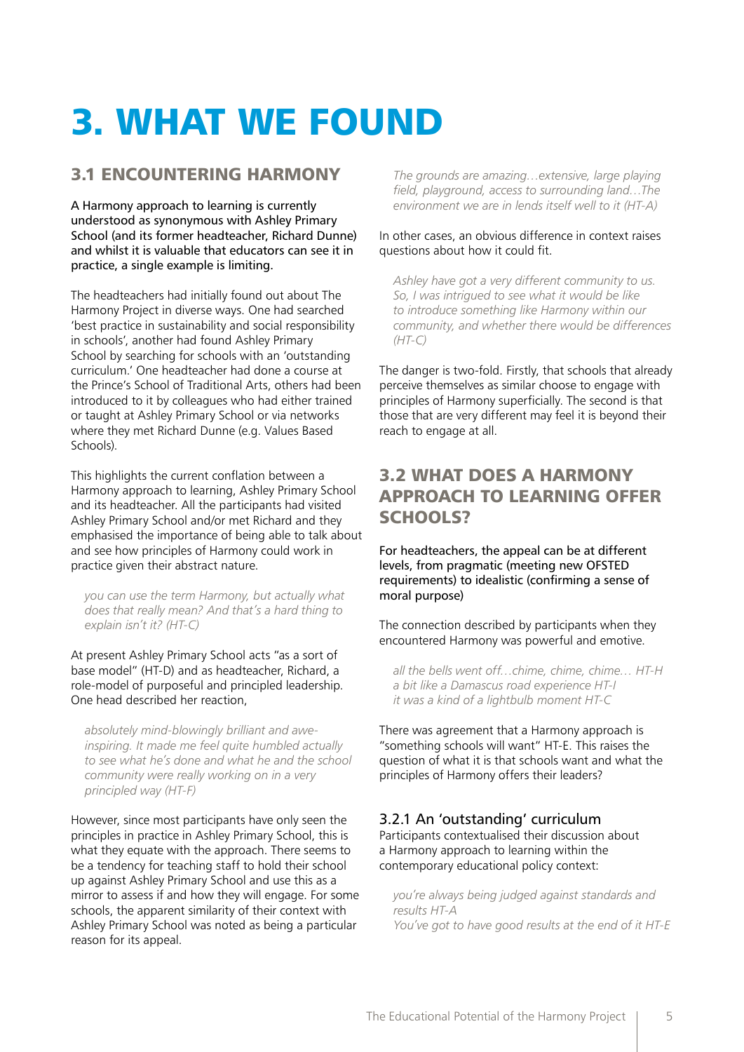# 3. WHAT WE FOUND

## 3.1 ENCOUNTERING HARMONY

A Harmony approach to learning is currently understood as synonymous with Ashley Primary School (and its former headteacher, Richard Dunne) and whilst it is valuable that educators can see it in practice, a single example is limiting.

The headteachers had initially found out about The Harmony Project in diverse ways. One had searched 'best practice in sustainability and social responsibility in schools', another had found Ashley Primary School by searching for schools with an 'outstanding curriculum.' One headteacher had done a course at the Prince's School of Traditional Arts, others had been introduced to it by colleagues who had either trained or taught at Ashley Primary School or via networks where they met Richard Dunne (e.g. Values Based Schools).

This highlights the current conflation between a Harmony approach to learning, Ashley Primary School and its headteacher. All the participants had visited Ashley Primary School and/or met Richard and they emphasised the importance of being able to talk about and see how principles of Harmony could work in practice given their abstract nature.

> *you can use the term Harmony, but actually what does that really mean? And that's a hard thing to explain isn't it? (HT-C)*

At present Ashley Primary School acts "as a sort of base model" (HT-D) and as headteacher, Richard, a role-model of purposeful and principled leadership. One head described her reaction,

> *absolutely mind-blowingly brilliant and awe-inspiring. It made me feel quite humbled actually to see what he's done and what he and the school community were really working on in a very principled way (HT-F)*

However, since most participants have only seen the principles in practice in Ashley Primary School, this is what they equate with the approach. There seems to be a tendency for teaching staff to hold their school up against Ashley Primary School and use this as a mirror to assess if and how they will engage. For some schools, the apparent similarity of their context with Ashley Primary School was noted as being a particular reason for its appeal.

> *The grounds are amazing…extensive, large playing field, playground, access to surrounding land…The environment we are in lends itself well to it (HT-A)*

In other cases, an obvious difference in context raises questions about how it could fit.

> *Ashley have got a very different community to us. So, I was intrigued to see what it would be like to introduce something like Harmony within our community, and whether there would be differences (HT-C)*

The danger is two-fold. Firstly, that schools that already perceive themselves as similar choose to engage with principles of Harmony superficially. The second is that those that are very different may feel it is beyond their reach to engage at all.

## 3.2 WHAT DOES A HARMONY APPROACH TO LEARNING OFFER SCHOOLS?

For headteachers, the appeal can be at different levels, from pragmatic (meeting new OFSTED requirements) to idealistic (confirming a sense of moral purpose)

The connection described by participants when they encountered Harmony was powerful and emotive.

> *all the bells went off…chime, chime, chime… HT-H*
> *a bit like a Damascus road experience HT-I*
> *it was a kind of a lightbulb moment HT-C*

There was agreement that a Harmony approach is "something schools will want" HT-E. This raises the question of what it is that schools want and what the principles of Harmony offers their leaders?

### 3.2.1 An 'outstanding' curriculum

Participants contextualised their discussion about a Harmony approach to learning within the contemporary educational policy context:

> *you're always being judged against standards and results HT-A*
> *You've got to have good results at the end of it HT-E*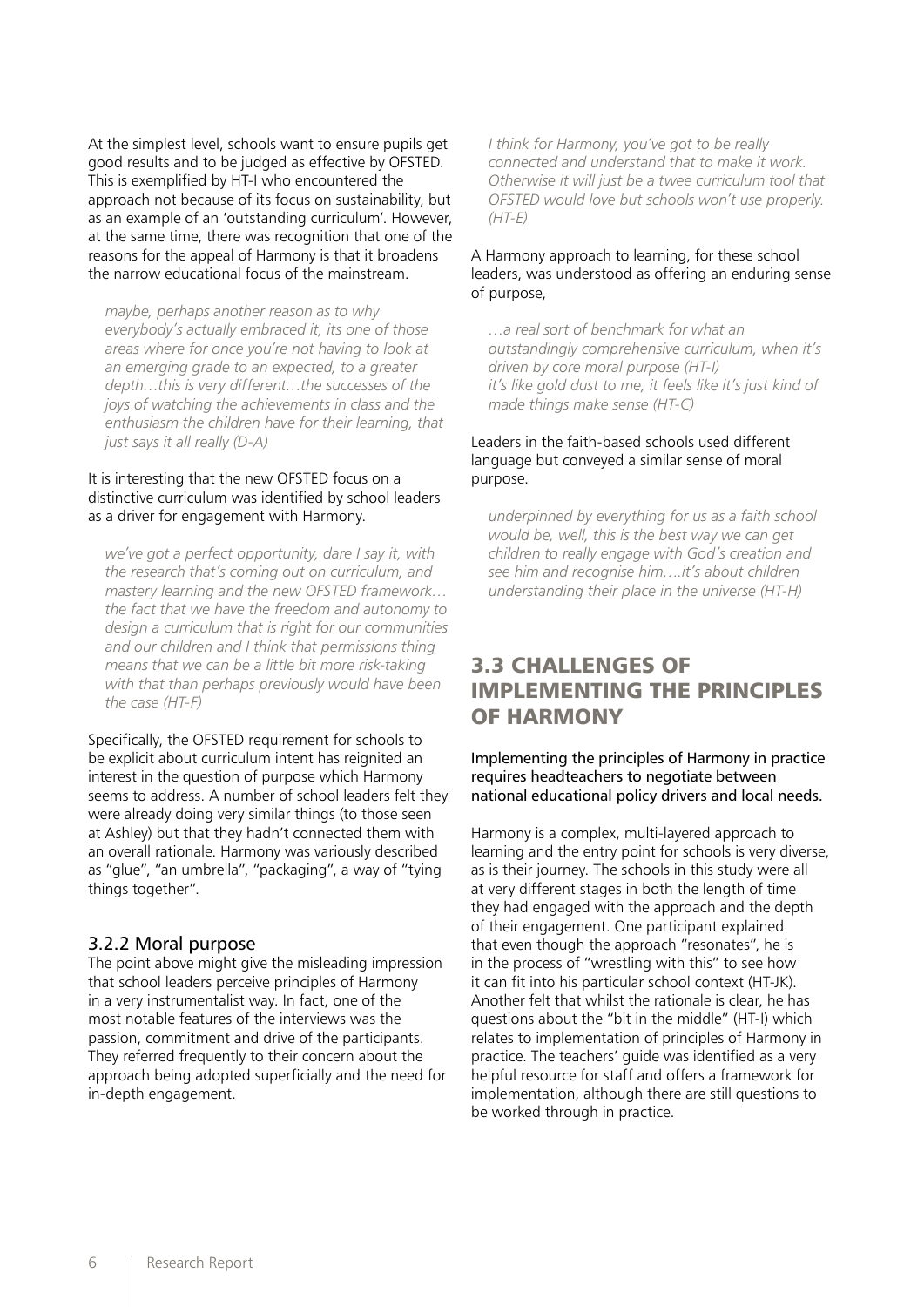At the simplest level, schools want to ensure pupils get good results and to be judged as effective by OFSTED. This is exemplified by HT-I who encountered the approach not because of its focus on sustainability, but as an example of an 'outstanding curriculum'. However, at the same time, there was recognition that one of the reasons for the appeal of Harmony is that it broadens the narrow educational focus of the mainstream.

> *maybe, perhaps another reason as to why everybody's actually embraced it, its one of those areas where for once you're not having to look at an emerging grade to an expected, to a greater depth…this is very different…the successes of the joys of watching the achievements in class and the enthusiasm the children have for their learning, that just says it all really (D-A)*

It is interesting that the new OFSTED focus on a distinctive curriculum was identified by school leaders as a driver for engagement with Harmony.

> *we've got a perfect opportunity, dare I say it, with the research that's coming out on curriculum, and mastery learning and the new OFSTED framework… the fact that we have the freedom and autonomy to design a curriculum that is right for our communities and our children and I think that permissions thing means that we can be a little bit more risk-taking with that than perhaps previously would have been the case (HT-F)*

Specifically, the OFSTED requirement for schools to be explicit about curriculum intent has reignited an interest in the question of purpose which Harmony seems to address. A number of school leaders felt they were already doing very similar things (to those seen at Ashley) but that they hadn't connected them with an overall rationale. Harmony was variously described as "glue", "an umbrella", "packaging", a way of "tying things together".

### 3.2.2 Moral purpose

The point above might give the misleading impression that school leaders perceive principles of Harmony in a very instrumentalist way. In fact, one of the most notable features of the interviews was the passion, commitment and drive of the participants. They referred frequently to their concern about the approach being adopted superficially and the need for in-depth engagement.

> *I think for Harmony, you've got to be really connected and understand that to make it work. Otherwise it will just be a twee curriculum tool that OFSTED would love but schools won't use properly. (HT-E)*

A Harmony approach to learning, for these school leaders, was understood as offering an enduring sense of purpose,

> *…a real sort of benchmark for what an outstandingly comprehensive curriculum, when it's driven by core moral purpose (HT-I)*
> *it's like gold dust to me, it feels like it's just kind of made things make sense (HT-C)*

Leaders in the faith-based schools used different language but conveyed a similar sense of moral purpose.

> *underpinned by everything for us as a faith school would be, well, this is the best way we can get children to really engage with God's creation and see him and recognise him….it's about children understanding their place in the universe (HT-H)*

## 3.3 CHALLENGES OF IMPLEMENTING THE PRINCIPLES OF HARMONY

Implementing the principles of Harmony in practice requires headteachers to negotiate between national educational policy drivers and local needs.

Harmony is a complex, multi-layered approach to learning and the entry point for schools is very diverse, as is their journey. The schools in this study were all at very different stages in both the length of time they had engaged with the approach and the depth of their engagement. One participant explained that even though the approach "resonates", he is in the process of "wrestling with this" to see how it can fit into his particular school context (HT-JK). Another felt that whilst the rationale is clear, he has questions about the "bit in the middle" (HT-I) which relates to implementation of principles of Harmony in practice. The teachers' guide was identified as a very helpful resource for staff and offers a framework for implementation, although there are still questions to be worked through in practice.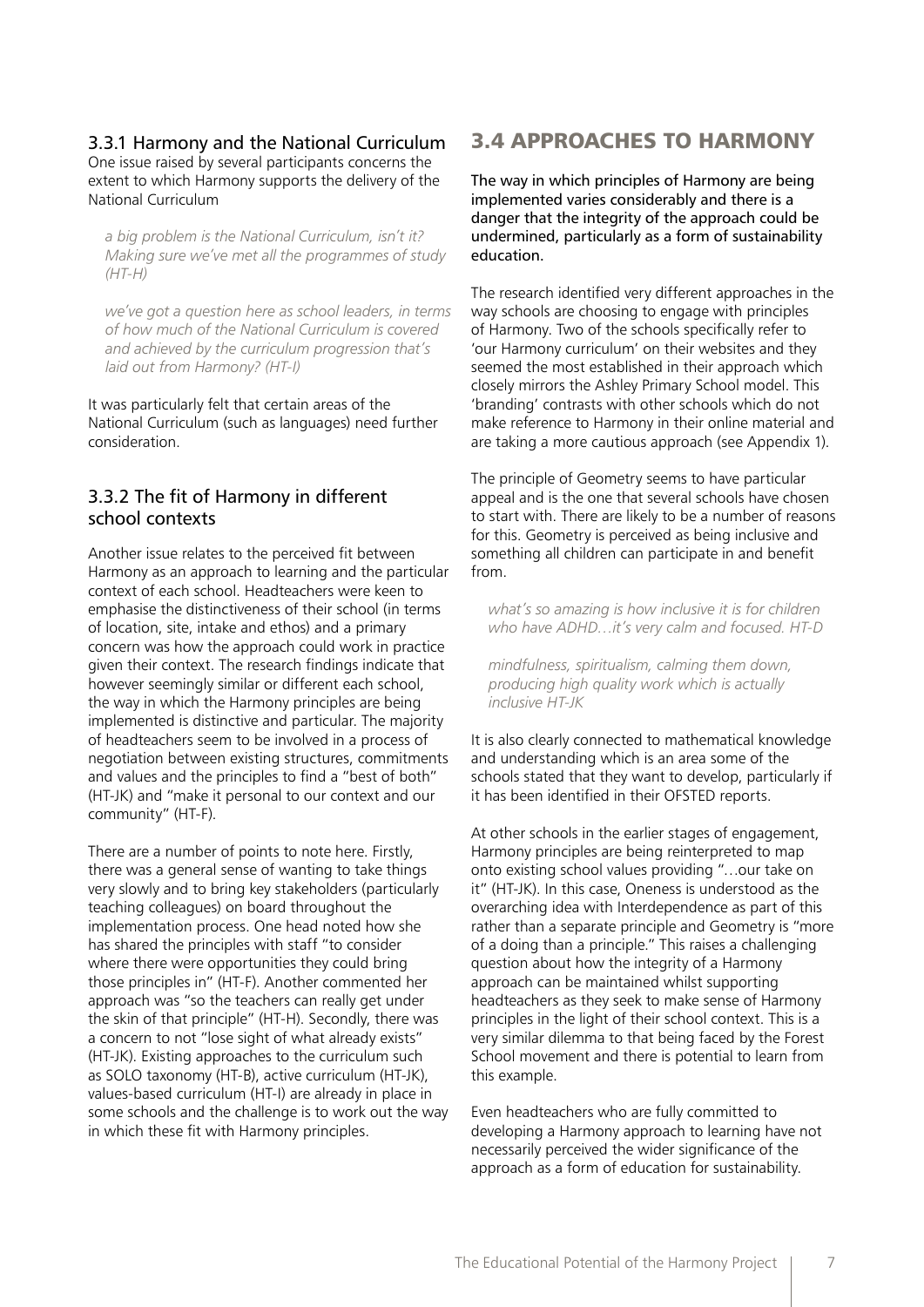### 3.3.1 Harmony and the National Curriculum

One issue raised by several participants concerns the extent to which Harmony supports the delivery of the National Curriculum

> *a big problem is the National Curriculum, isn't it? Making sure we've met all the programmes of study (HT-H)*

> *we've got a question here as school leaders, in terms of how much of the National Curriculum is covered and achieved by the curriculum progression that's laid out from Harmony? (HT-I)*

It was particularly felt that certain areas of the National Curriculum (such as languages) need further consideration.

### 3.3.2 The fit of Harmony in different school contexts

Another issue relates to the perceived fit between Harmony as an approach to learning and the particular context of each school. Headteachers were keen to emphasise the distinctiveness of their school (in terms of location, site, intake and ethos) and a primary concern was how the approach could work in practice given their context. The research findings indicate that however seemingly similar or different each school, the way in which the Harmony principles are being implemented is distinctive and particular. The majority of headteachers seem to be involved in a process of negotiation between existing structures, commitments and values and the principles to find a "best of both" (HT-JK) and "make it personal to our context and our community" (HT-F).

There are a number of points to note here. Firstly, there was a general sense of wanting to take things very slowly and to bring key stakeholders (particularly teaching colleagues) on board throughout the implementation process. One head noted how she has shared the principles with staff "to consider where there were opportunities they could bring those principles in" (HT-F). Another commented her approach was "so the teachers can really get under the skin of that principle" (HT-H). Secondly, there was a concern to not "lose sight of what already exists" (HT-JK). Existing approaches to the curriculum such as SOLO taxonomy (HT-B), active curriculum (HT-JK), values-based curriculum (HT-I) are already in place in some schools and the challenge is to work out the way in which these fit with Harmony principles.

## 3.4 APPROACHES TO HARMONY

The way in which principles of Harmony are being implemented varies considerably and there is a danger that the integrity of the approach could be undermined, particularly as a form of sustainability education.

The research identified very different approaches in the way schools are choosing to engage with principles of Harmony. Two of the schools specifically refer to 'our Harmony curriculum' on their websites and they seemed the most established in their approach which closely mirrors the Ashley Primary School model. This 'branding' contrasts with other schools which do not make reference to Harmony in their online material and are taking a more cautious approach (see Appendix 1).

The principle of Geometry seems to have particular appeal and is the one that several schools have chosen to start with. There are likely to be a number of reasons for this. Geometry is perceived as being inclusive and something all children can participate in and benefit from.

> *what's so amazing is how inclusive it is for children who have ADHD…it's very calm and focused. HT-D*

> *mindfulness, spiritualism, calming them down, producing high quality work which is actually inclusive HT-JK*

It is also clearly connected to mathematical knowledge and understanding which is an area some of the schools stated that they want to develop, particularly if it has been identified in their OFSTED reports.

At other schools in the earlier stages of engagement, Harmony principles are being reinterpreted to map onto existing school values providing "…our take on it" (HT-JK). In this case, Oneness is understood as the overarching idea with Interdependence as part of this rather than a separate principle and Geometry is "more of a doing than a principle." This raises a challenging question about how the integrity of a Harmony approach can be maintained whilst supporting headteachers as they seek to make sense of Harmony principles in the light of their school context. This is a very similar dilemma to that being faced by the Forest School movement and there is potential to learn from this example.

Even headteachers who are fully committed to developing a Harmony approach to learning have not necessarily perceived the wider significance of the approach as a form of education for sustainability.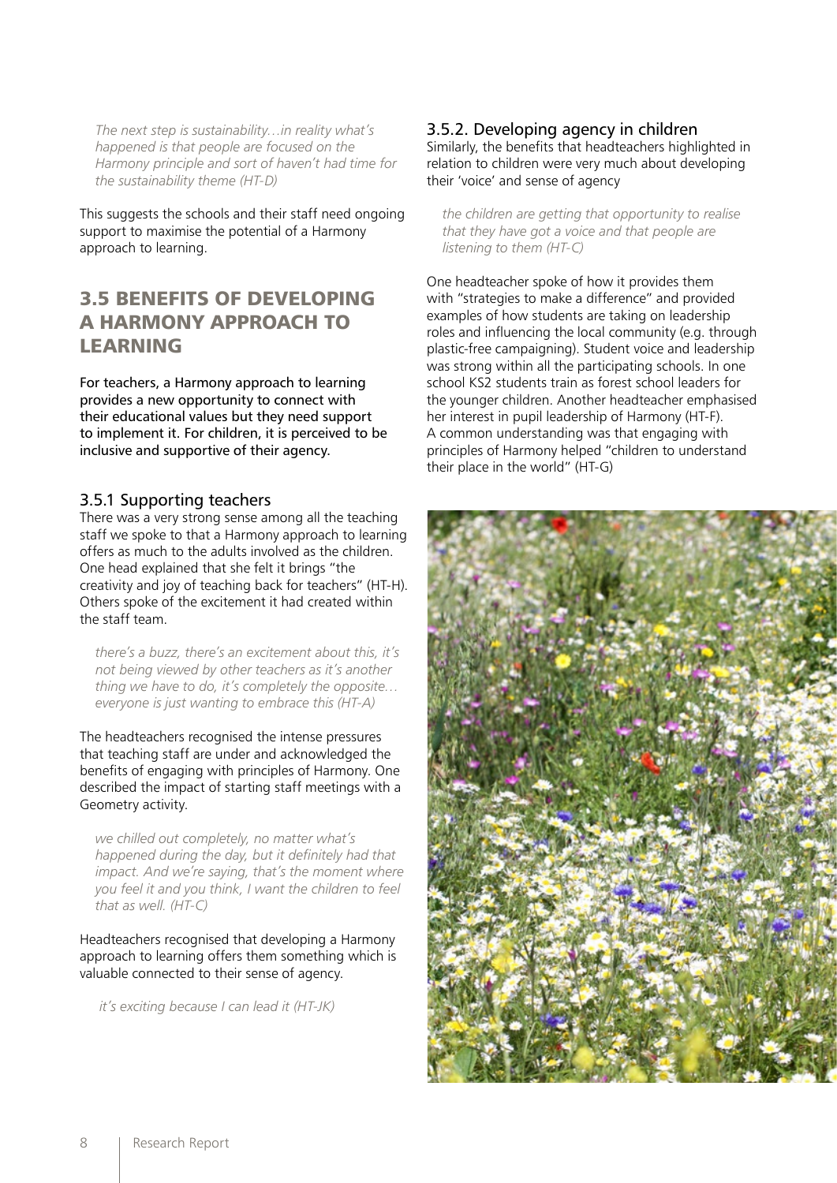*The next step is sustainability…in reality what's happened is that people are focused on the Harmony principle and sort of haven't had time for the sustainability theme (HT-D)*

This suggests the schools and their staff need ongoing support to maximise the potential of a Harmony approach to learning.

## 3.5 BENEFITS OF DEVELOPING A HARMONY APPROACH TO LEARNING

For teachers, a Harmony approach to learning provides a new opportunity to connect with their educational values but they need support to implement it. For children, it is perceived to be inclusive and supportive of their agency.

### 3.5.1 Supporting teachers

There was a very strong sense among all the teaching staff we spoke to that a Harmony approach to learning offers as much to the adults involved as the children. One head explained that she felt it brings "the creativity and joy of teaching back for teachers" (HT-H). Others spoke of the excitement it had created within the staff team.

*there's a buzz, there's an excitement about this, it's not being viewed by other teachers as it's another thing we have to do, it's completely the opposite… everyone is just wanting to embrace this (HT-A)*

The headteachers recognised the intense pressures that teaching staff are under and acknowledged the benefits of engaging with principles of Harmony. One described the impact of starting staff meetings with a Geometry activity.

*we chilled out completely, no matter what's happened during the day, but it definitely had that impact. And we're saying, that's the moment where you feel it and you think, I want the children to feel that as well. (HT-C)*

Headteachers recognised that developing a Harmony approach to learning offers them something which is valuable connected to their sense of agency.

*it's exciting because I can lead it (HT-JK)*

### 3.5.2. Developing agency in children

Similarly, the benefits that headteachers highlighted in relation to children were very much about developing their 'voice' and sense of agency

*the children are getting that opportunity to realise that they have got a voice and that people are listening to them (HT-C)*

One headteacher spoke of how it provides them with "strategies to make a difference" and provided examples of how students are taking on leadership roles and influencing the local community (e.g. through plastic-free campaigning). Student voice and leadership was strong within all the participating schools. In one school KS2 students train as forest school leaders for the younger children. Another headteacher emphasised her interest in pupil leadership of Harmony (HT-F). A common understanding was that engaging with principles of Harmony helped "children to understand their place in the world" (HT-G)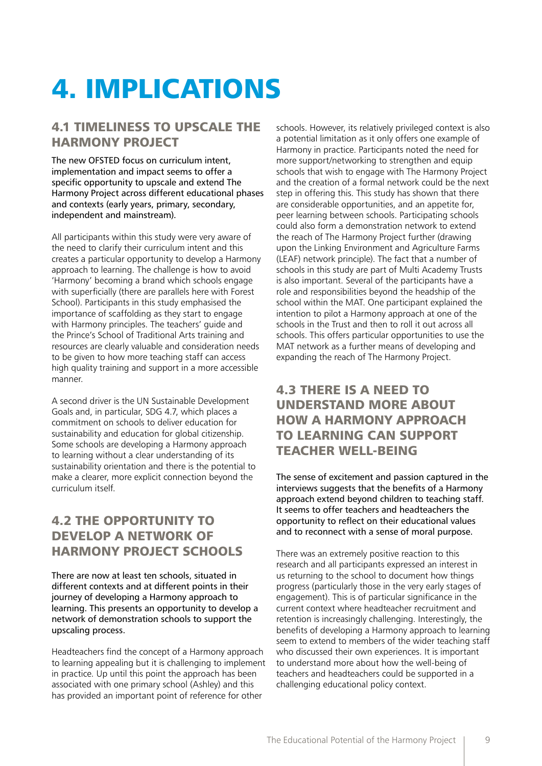# 4. IMPLICATIONS

## 4.1 TIMELINESS TO UPSCALE THE HARMONY PROJECT

The new OFSTED focus on curriculum intent, implementation and impact seems to offer a specific opportunity to upscale and extend The Harmony Project across different educational phases and contexts (early years, primary, secondary, independent and mainstream).

All participants within this study were very aware of the need to clarify their curriculum intent and this creates a particular opportunity to develop a Harmony approach to learning. The challenge is how to avoid 'Harmony' becoming a brand which schools engage with superficially (there are parallels here with Forest School). Participants in this study emphasised the importance of scaffolding as they start to engage with Harmony principles. The teachers' guide and the Prince's School of Traditional Arts training and resources are clearly valuable and consideration needs to be given to how more teaching staff can access high quality training and support in a more accessible manner.

A second driver is the UN Sustainable Development Goals and, in particular, SDG 4.7, which places a commitment on schools to deliver education for sustainability and education for global citizenship. Some schools are developing a Harmony approach to learning without a clear understanding of its sustainability orientation and there is the potential to make a clearer, more explicit connection beyond the curriculum itself.

## 4.2 THE OPPORTUNITY TO DEVELOP A NETWORK OF HARMONY PROJECT SCHOOLS

There are now at least ten schools, situated in different contexts and at different points in their journey of developing a Harmony approach to learning. This presents an opportunity to develop a network of demonstration schools to support the upscaling process.

Headteachers find the concept of a Harmony approach to learning appealing but it is challenging to implement in practice. Up until this point the approach has been associated with one primary school (Ashley) and this has provided an important point of reference for other schools. However, its relatively privileged context is also a potential limitation as it only offers one example of Harmony in practice. Participants noted the need for more support/networking to strengthen and equip schools that wish to engage with The Harmony Project and the creation of a formal network could be the next step in offering this. This study has shown that there are considerable opportunities, and an appetite for, peer learning between schools. Participating schools could also form a demonstration network to extend the reach of The Harmony Project further (drawing upon the Linking Environment and Agriculture Farms (LEAF) network principle). The fact that a number of schools in this study are part of Multi Academy Trusts is also important. Several of the participants have a role and responsibilities beyond the headship of the school within the MAT. One participant explained the intention to pilot a Harmony approach at one of the schools in the Trust and then to roll it out across all schools. This offers particular opportunities to use the MAT network as a further means of developing and expanding the reach of The Harmony Project.

## 4.3 THERE IS A NEED TO UNDERSTAND MORE ABOUT HOW A HARMONY APPROACH TO LEARNING CAN SUPPORT TEACHER WELL-BEING

The sense of excitement and passion captured in the interviews suggests that the benefits of a Harmony approach extend beyond children to teaching staff. It seems to offer teachers and headteachers the opportunity to reflect on their educational values and to reconnect with a sense of moral purpose.

There was an extremely positive reaction to this research and all participants expressed an interest in us returning to the school to document how things progress (particularly those in the very early stages of engagement). This is of particular significance in the current context where headteacher recruitment and retention is increasingly challenging. Interestingly, the benefits of developing a Harmony approach to learning seem to extend to members of the wider teaching staff who discussed their own experiences. It is important to understand more about how the well-being of teachers and headteachers could be supported in a challenging educational policy context.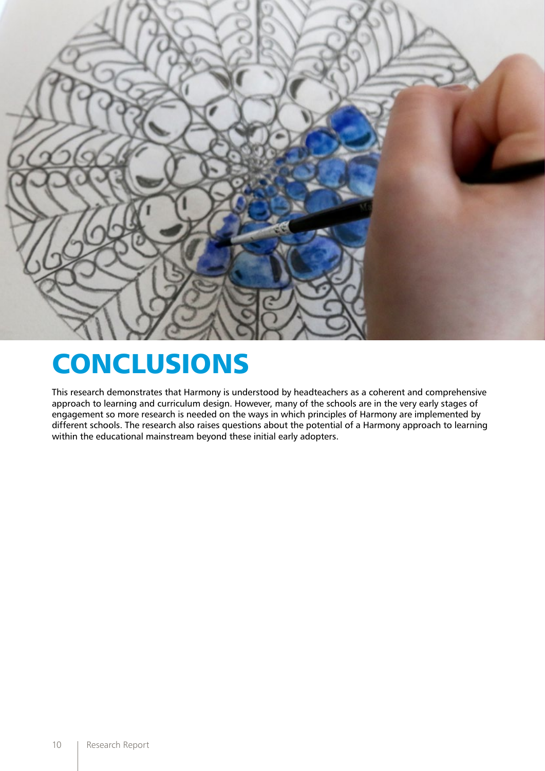# CONCLUSIONS

This research demonstrates that Harmony is understood by headteachers as a coherent and comprehensive approach to learning and curriculum design. However, many of the schools are in the very early stages of engagement so more research is needed on the ways in which principles of Harmony are implemented by different schools. The research also raises questions about the potential of a Harmony approach to learning within the educational mainstream beyond these initial early adopters.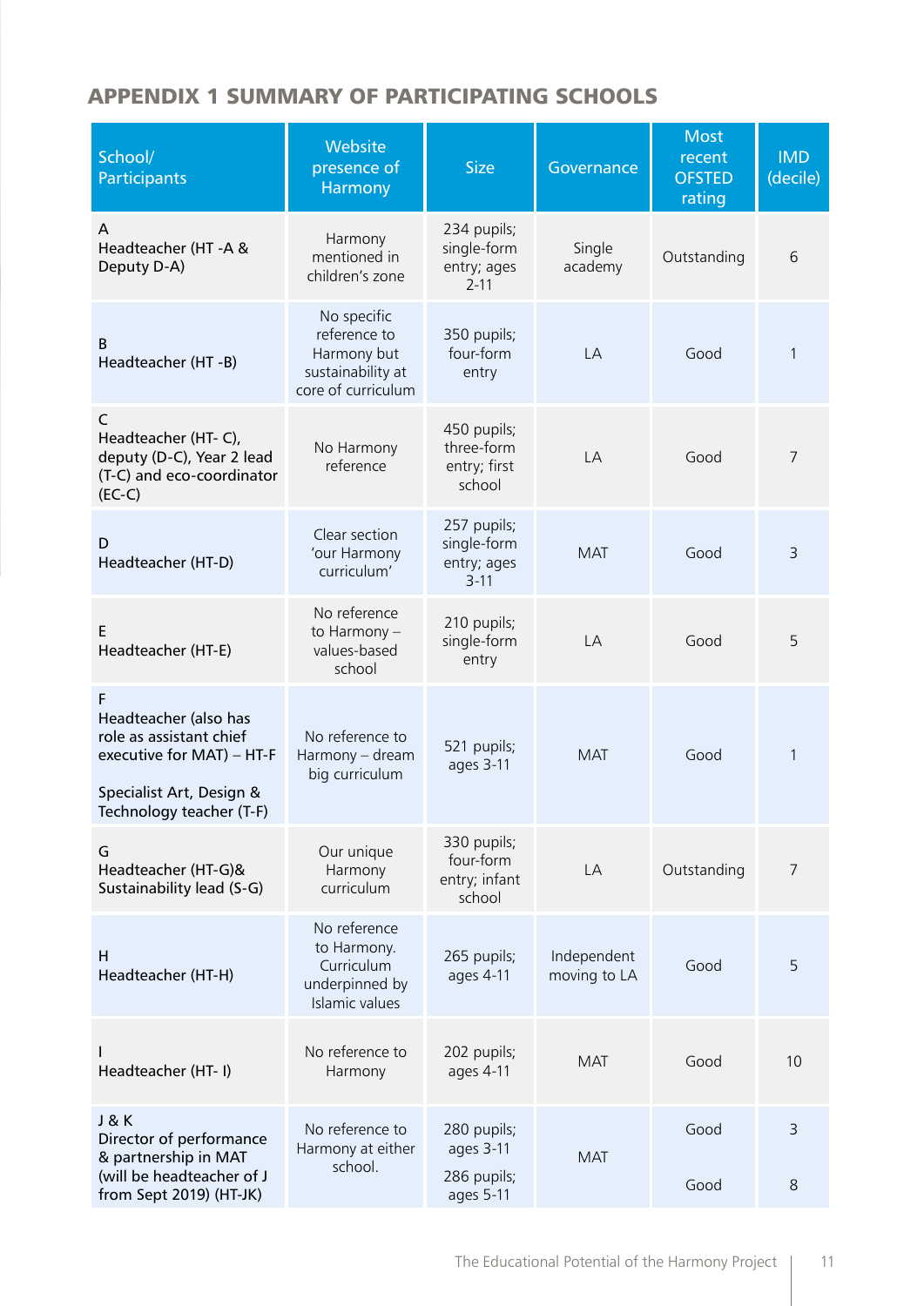## APPENDIX 1 SUMMARY OF PARTICIPATING SCHOOLS

| School/ Participants | Website presence of Harmony | Size | Governance | Most recent OFSTED rating | IMD (decile) |
|---|---|---|---|---|---|
| A<br>Headteacher (HT -A & Deputy D-A) | Harmony mentioned in children's zone | 234 pupils; single-form entry; ages 2-11 | Single academy | Outstanding | 6 |
| B<br>Headteacher (HT -B) | No specific reference to Harmony but sustainability at core of curriculum | 350 pupils; four-form entry | LA | Good | 1 |
| C<br>Headteacher (HT- C), deputy (D-C), Year 2 lead (T-C) and eco-coordinator (EC-C) | No Harmony reference | 450 pupils; three-form entry; first school | LA | Good | 7 |
| D<br>Headteacher (HT-D) | Clear section 'our Harmony curriculum' | 257 pupils; single-form entry; ages 3-11 | MAT | Good | 3 |
| E<br>Headteacher (HT-E) | No reference to Harmony – values-based school | 210 pupils; single-form entry | LA | Good | 5 |
| F<br>Headteacher (also has role as assistant chief executive for MAT) – HT-F<br><br>Specialist Art, Design & Technology teacher (T-F) | No reference to Harmony – dream big curriculum | 521 pupils; ages 3-11 | MAT | Good | 1 |
| G<br>Headteacher (HT-G)& Sustainability lead (S-G) | Our unique Harmony curriculum | 330 pupils; four-form entry; infant school | LA | Outstanding | 7 |
| H<br>Headteacher (HT-H) | No reference to Harmony. Curriculum underpinned by Islamic values | 265 pupils; ages 4-11 | Independent moving to LA | Good | 5 |
| I<br>Headteacher (HT- I) | No reference to Harmony | 202 pupils; ages 4-11 | MAT | Good | 10 |
| J & K<br>Director of performance & partnership in MAT (will be headteacher of J from Sept 2019) (HT-JK) | No reference to Harmony at either school. | 280 pupils; ages 3-11<br><br>286 pupils; ages 5-11 | MAT | Good<br><br>Good | 3<br><br>8 |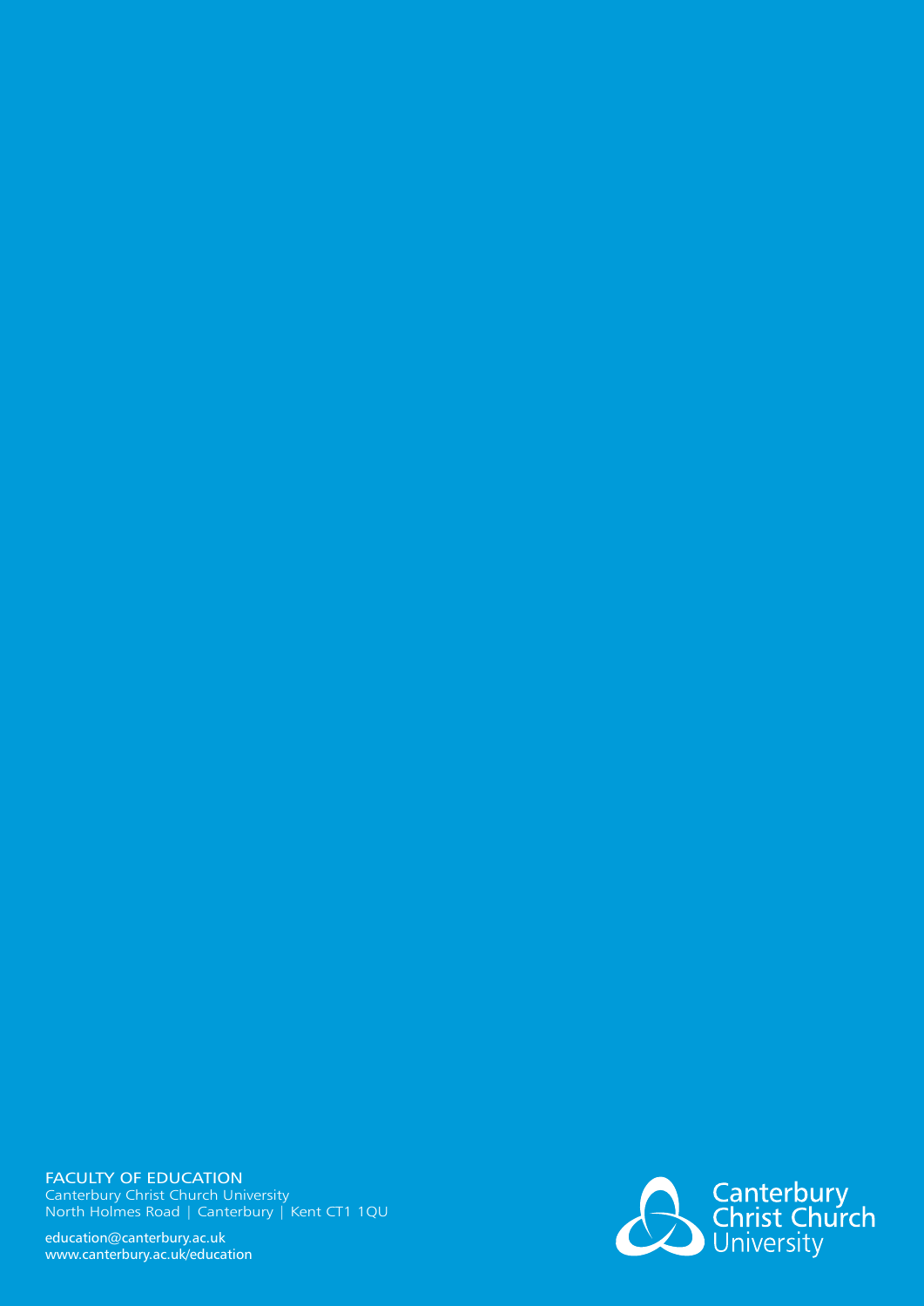FACULTY OF EDUCATION
Canterbury Christ Church University
North Holmes Road | Canterbury | Kent CT1 1QU

education@canterbury.ac.uk
www.canterbury.ac.uk/education

Canterbury Christ Church University